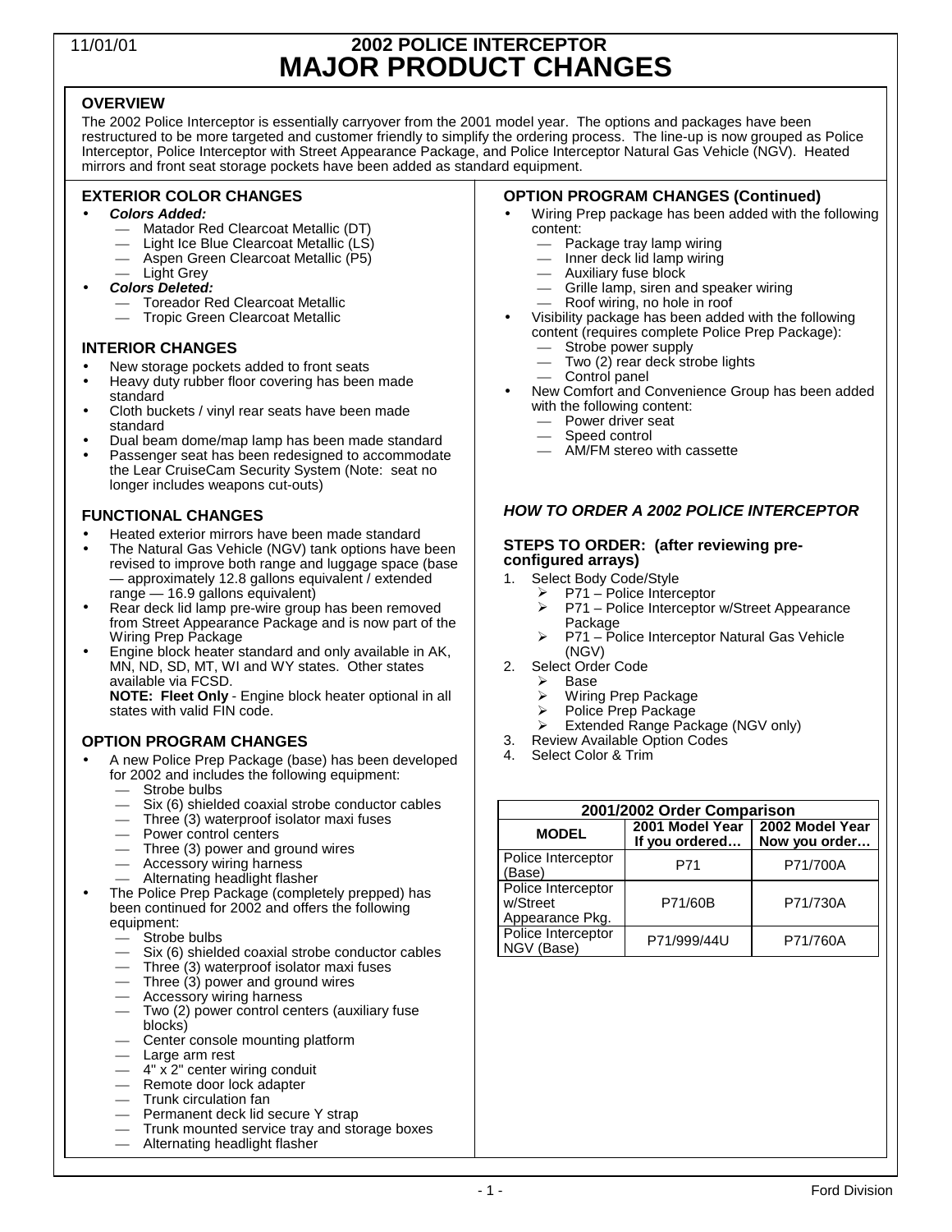# 2002 POLICE INTERCEPTOR
# MAJOR PRODUCT CHANGES

11/01/01

## OVERVIEW

The 2002 Police Interceptor is essentially carryover from the 2001 model year. The options and packages have been restructured to be more targeted and customer friendly to simplify the ordering process. The line-up is now grouped as Police Interceptor, Police Interceptor with Street Appearance Package, and Police Interceptor Natural Gas Vehicle (NGV). Heated mirrors and front seat storage pockets have been added as standard equipment.

## EXTERIOR COLOR CHANGES

- ***Colors Added:***
  - Matador Red Clearcoat Metallic (DT)
  - Light Ice Blue Clearcoat Metallic (LS)
  - Aspen Green Clearcoat Metallic (P5)
  - Light Grey
- ***Colors Deleted:***
  - Toreador Red Clearcoat Metallic
  - Tropic Green Clearcoat Metallic

## INTERIOR CHANGES

- New storage pockets added to front seats
- Heavy duty rubber floor covering has been made standard
- Cloth buckets / vinyl rear seats have been made standard
- Dual beam dome/map lamp has been made standard
- Passenger seat has been redesigned to accommodate the Lear CruiseCam Security System (Note: seat no longer includes weapons cut-outs)

## FUNCTIONAL CHANGES

- Heated exterior mirrors have been made standard
- The Natural Gas Vehicle (NGV) tank options have been revised to improve both range and luggage space (base — approximately 12.8 gallons equivalent / extended range — 16.9 gallons equivalent)
- Rear deck lid lamp pre-wire group has been removed from Street Appearance Package and is now part of the Wiring Prep Package
- Engine block heater standard and only available in AK, MN, ND, SD, MT, WI and WY states. Other states available via FCSD.
  **NOTE: Fleet Only** - Engine block heater optional in all states with valid FIN code.

## OPTION PROGRAM CHANGES

- A new Police Prep Package (base) has been developed for 2002 and includes the following equipment:
  - Strobe bulbs
  - Six (6) shielded coaxial strobe conductor cables
  - Three (3) waterproof isolator maxi fuses
  - Power control centers
  - Three (3) power and ground wires
  - Accessory wiring harness
  - Alternating headlight flasher
- The Police Prep Package (completely prepped) has been continued for 2002 and offers the following equipment:
  - Strobe bulbs
  - Six (6) shielded coaxial strobe conductor cables
  - Three (3) waterproof isolator maxi fuses
  - Three (3) power and ground wires
  - Accessory wiring harness
  - Two (2) power control centers (auxiliary fuse blocks)
  - Center console mounting platform
  - Large arm rest
  - 4" x 2" center wiring conduit
  - Remote door lock adapter
  - Trunk circulation fan
  - Permanent deck lid secure Y strap
  - Trunk mounted service tray and storage boxes
  - Alternating headlight flasher

## OPTION PROGRAM CHANGES (Continued)

- Wiring Prep package has been added with the following content:
  - Package tray lamp wiring
  - Inner deck lid lamp wiring
  - Auxiliary fuse block
  - Grille lamp, siren and speaker wiring
  - Roof wiring, no hole in roof
- Visibility package has been added with the following content (requires complete Police Prep Package):
  - Strobe power supply
  - Two (2) rear deck strobe lights
  - Control panel
- New Comfort and Convenience Group has been added with the following content:
  - Power driver seat
  - Speed control
  - AM/FM stereo with cassette

## *HOW TO ORDER A 2002 POLICE INTERCEPTOR*

### STEPS TO ORDER: (after reviewing pre-configured arrays)

1. Select Body Code/Style
   - P71 – Police Interceptor
   - P71 – Police Interceptor w/Street Appearance Package
   - P71 – Police Interceptor Natural Gas Vehicle (NGV)
2. Select Order Code
   - Base
   - Wiring Prep Package
   - Police Prep Package
   - Extended Range Package (NGV only)
3. Review Available Option Codes
4. Select Color & Trim

| 2001/2002 Order Comparison | | |
|---|---|---|
| **MODEL** | **2001 Model Year If you ordered…** | **2002 Model Year Now you order…** |
| Police Interceptor (Base) | P71 | P71/700A |
| Police Interceptor w/Street Appearance Pkg. | P71/60B | P71/730A |
| Police Interceptor NGV (Base) | P71/999/44U | P71/760A |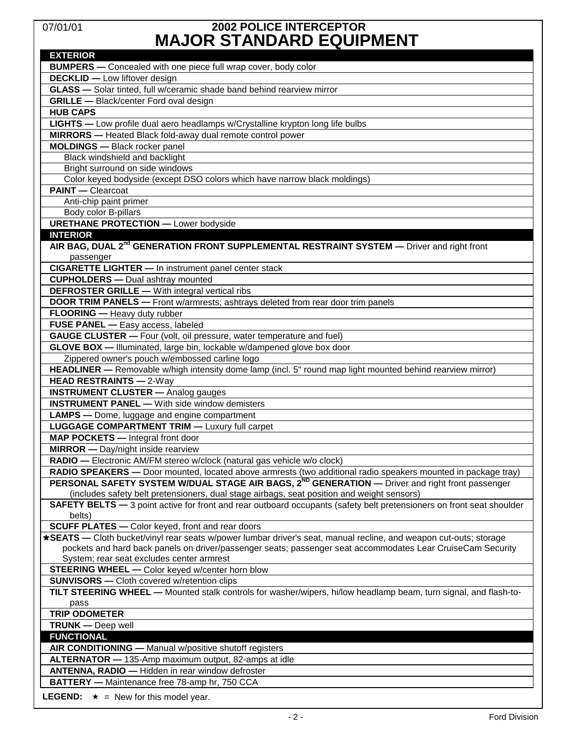07/01/01

# 2002 POLICE INTERCEPTOR
# MAJOR STANDARD EQUIPMENT

## EXTERIOR

**BUMPERS —** Concealed with one piece full wrap cover, body color

**DECKLID —** Low liftover design

**GLASS —** Solar tinted, full w/ceramic shade band behind rearview mirror

**GRILLE —** Black/center Ford oval design

**HUB CAPS**

**LIGHTS —** Low profile dual aero headlamps w/Crystalline krypton long life bulbs

**MIRRORS —** Heated Black fold-away dual remote control power

**MOLDINGS —** Black rocker panel
- Black windshield and backlight
- Bright surround on side windows
- Color keyed bodyside (except DSO colors which have narrow black moldings)

**PAINT —** Clearcoat
- Anti-chip paint primer
- Body color B-pillars

**URETHANE PROTECTION —** Lower bodyside

## INTERIOR

**AIR BAG, DUAL 2nd GENERATION FRONT SUPPLEMENTAL RESTRAINT SYSTEM —** Driver and right front passenger

**CIGARETTE LIGHTER —** In instrument panel center stack

**CUPHOLDERS —** Dual ashtray mounted

**DEFROSTER GRILLE —** With integral vertical ribs

**DOOR TRIM PANELS —** Front w/armrests; ashtrays deleted from rear door trim panels

**FLOORING —** Heavy duty rubber

**FUSE PANEL —** Easy access, labeled

**GAUGE CLUSTER —** Four (volt, oil pressure, water temperature and fuel)

**GLOVE BOX —** Illuminated, large bin, lockable w/dampened glove box door
- Zippered owner's pouch w/embossed carline logo

**HEADLINER —** Removable w/high intensity dome lamp (incl. 5" round map light mounted behind rearview mirror)

**HEAD RESTRAINTS —** 2-Way

**INSTRUMENT CLUSTER —** Analog gauges

**INSTRUMENT PANEL —** With side window demisters

**LAMPS —** Dome, luggage and engine compartment

**LUGGAGE COMPARTMENT TRIM —** Luxury full carpet

**MAP POCKETS —** Integral front door

**MIRROR —** Day/night inside rearview

**RADIO —** Electronic AM/FM stereo w/clock (natural gas vehicle w/o clock)

**RADIO SPEAKERS —** Door mounted, located above armrests (two additional radio speakers mounted in package tray)

**PERSONAL SAFETY SYSTEM W/DUAL STAGE AIR BAGS, 2ND GENERATION —** Driver and right front passenger (includes safety belt pretensioners, dual stage airbags, seat position and weight sensors)

**SAFETY BELTS —** 3 point active for front and rear outboard occupants (safety belt pretensioners on front seat shoulder belts)

**SCUFF PLATES —** Color keyed, front and rear doors

★**SEATS —** Cloth bucket/vinyl rear seats w/power lumbar driver's seat, manual recline, and weapon cut-outs; storage pockets and hard back panels on driver/passenger seats; passenger seat accommodates Lear CruiseCam Security System; rear seat excludes center armrest

**STEERING WHEEL —** Color keyed w/center horn blow

**SUNVISORS —** Cloth covered w/retention clips

**TILT STEERING WHEEL —** Mounted stalk controls for washer/wipers, hi/low headlamp beam, turn signal, and flash-to-pass

**TRIP ODOMETER**

**TRUNK —** Deep well

## FUNCTIONAL

**AIR CONDITIONING —** Manual w/positive shutoff registers

**ALTERNATOR —** 135-Amp maximum output, 82-amps at idle

**ANTENNA, RADIO —** Hidden in rear window defroster

**BATTERY —** Maintenance free 78-amp hr, 750 CCA

**LEGEND:** ★ = New for this model year.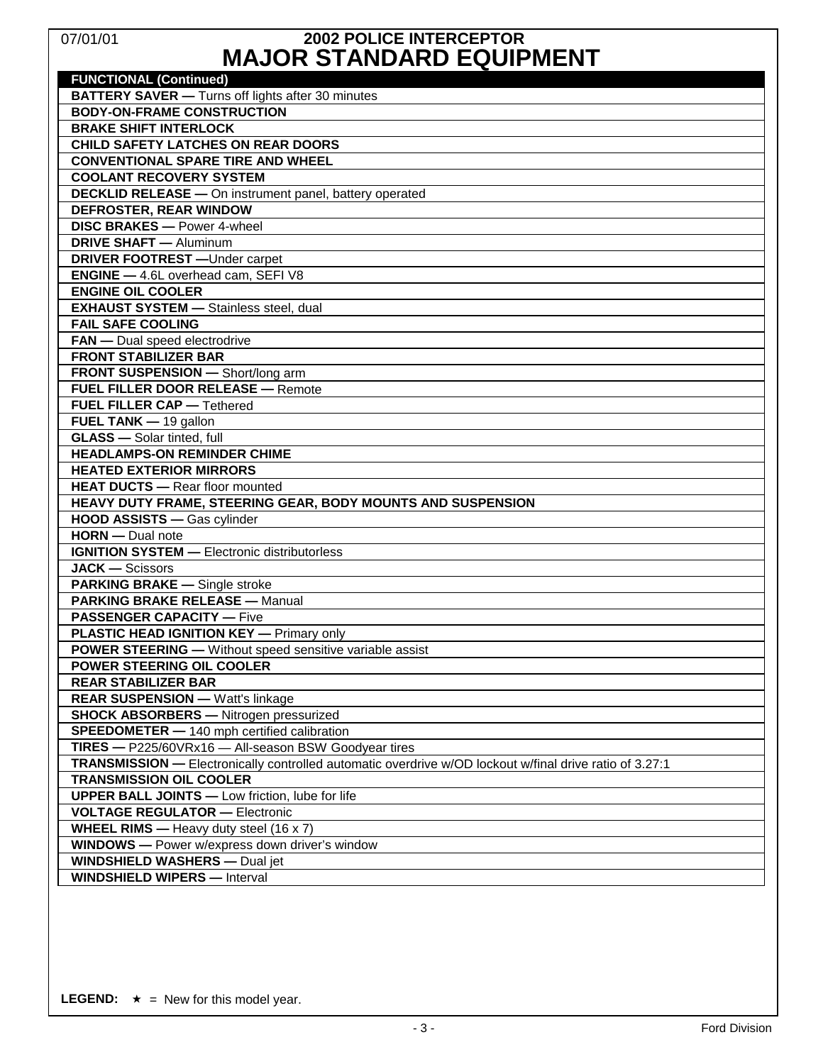# 2002 POLICE INTERCEPTOR

## MAJOR STANDARD EQUIPMENT

| **FUNCTIONAL (Continued)** |
|---|
| **BATTERY SAVER —** Turns off lights after 30 minutes |
| **BODY-ON-FRAME CONSTRUCTION** |
| **BRAKE SHIFT INTERLOCK** |
| **CHILD SAFETY LATCHES ON REAR DOORS** |
| **CONVENTIONAL SPARE TIRE AND WHEEL** |
| **COOLANT RECOVERY SYSTEM** |
| **DECKLID RELEASE —** On instrument panel, battery operated |
| **DEFROSTER, REAR WINDOW** |
| **DISC BRAKES —** Power 4-wheel |
| **DRIVE SHAFT —** Aluminum |
| **DRIVER FOOTREST —**Under carpet |
| **ENGINE —** 4.6L overhead cam, SEFI V8 |
| **ENGINE OIL COOLER** |
| **EXHAUST SYSTEM —** Stainless steel, dual |
| **FAIL SAFE COOLING** |
| **FAN —** Dual speed electrodrive |
| **FRONT STABILIZER BAR** |
| **FRONT SUSPENSION —** Short/long arm |
| **FUEL FILLER DOOR RELEASE —** Remote |
| **FUEL FILLER CAP —** Tethered |
| **FUEL TANK —** 19 gallon |
| **GLASS —** Solar tinted, full |
| **HEADLAMPS-ON REMINDER CHIME** |
| **HEATED EXTERIOR MIRRORS** |
| **HEAT DUCTS —** Rear floor mounted |
| **HEAVY DUTY FRAME, STEERING GEAR, BODY MOUNTS AND SUSPENSION** |
| **HOOD ASSISTS —** Gas cylinder |
| **HORN —** Dual note |
| **IGNITION SYSTEM —** Electronic distributorless |
| **JACK —** Scissors |
| **PARKING BRAKE —** Single stroke |
| **PARKING BRAKE RELEASE —** Manual |
| **PASSENGER CAPACITY —** Five |
| **PLASTIC HEAD IGNITION KEY —** Primary only |
| **POWER STEERING —** Without speed sensitive variable assist |
| **POWER STEERING OIL COOLER** |
| **REAR STABILIZER BAR** |
| **REAR SUSPENSION —** Watt's linkage |
| **SHOCK ABSORBERS —** Nitrogen pressurized |
| **SPEEDOMETER —** 140 mph certified calibration |
| **TIRES —** P225/60VRx16 — All-season BSW Goodyear tires |
| **TRANSMISSION —** Electronically controlled automatic overdrive w/OD lockout w/final drive ratio of 3.27:1 |
| **TRANSMISSION OIL COOLER** |
| **UPPER BALL JOINTS —** Low friction, lube for life |
| **VOLTAGE REGULATOR —** Electronic |
| **WHEEL RIMS —** Heavy duty steel (16 x 7) |
| **WINDOWS —** Power w/express down driver's window |
| **WINDSHIELD WASHERS —** Dual jet |
| **WINDSHIELD WIPERS —** Interval |

**LEGEND:** ★ = New for this model year.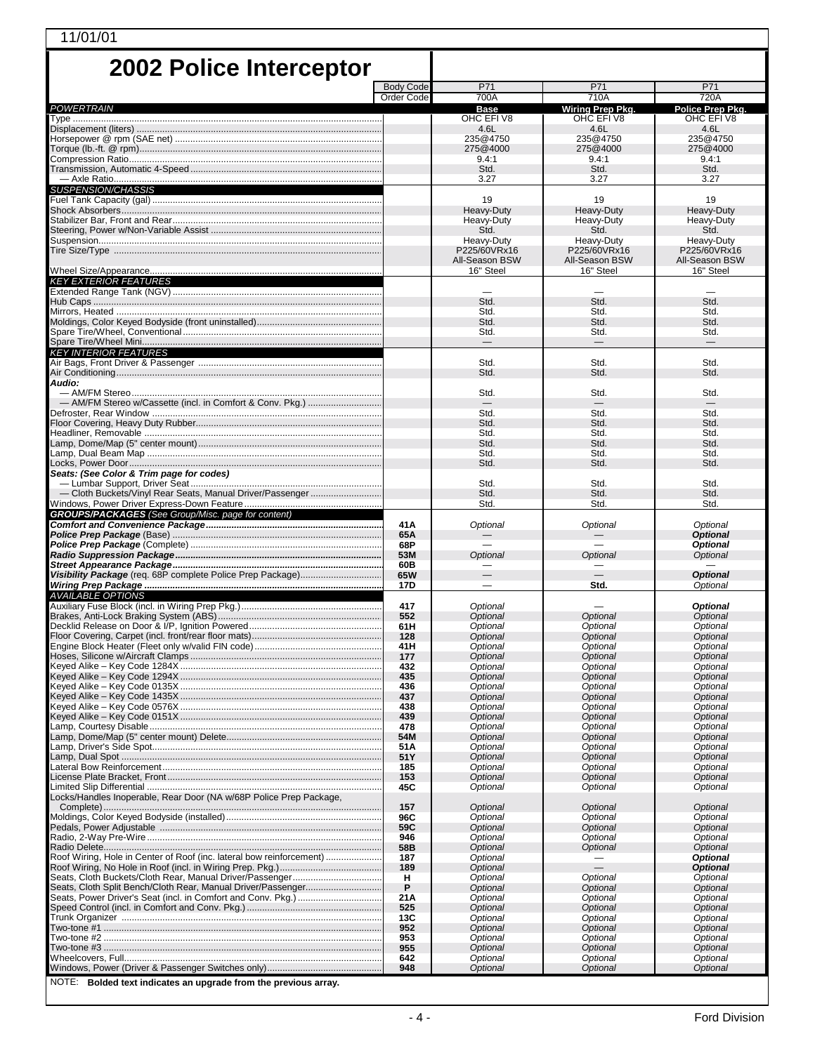11/01/01

# 2002 Police Interceptor

| | Body Code | P71 | P71 | P71 |
|---|---|---|---|---|
| | Order Code | 700A | 710A | 720A |
| ***POWERTRAIN*** | | **Base** | **Wiring Prep Pkg.** | **Police Prep Pkg.** |
| Type | | OHC EFI V8 | OHC EFI V8 | OHC EFI V8 |
| Displacement (liters) | | 4.6L | 4.6L | 4.6L |
| Horsepower @ rpm (SAE net) | | 235@4750 | 235@4750 | 235@4750 |
| Torque (lb.-ft. @ rpm) | | 275@4000 | 275@4000 | 275@4000 |
| Compression Ratio | | 9.4:1 | 9.4:1 | 9.4:1 |
| Transmission, Automatic 4-Speed | | Std. | Std. | Std. |
| — Axle Ratio | | 3.27 | 3.27 | 3.27 |
| ***SUSPENSION/CHASSIS*** | | | | |
| Fuel Tank Capacity (gal) | | 19 | 19 | 19 |
| Shock Absorbers | | Heavy-Duty | Heavy-Duty | Heavy-Duty |
| Stabilizer Bar, Front and Rear | | Heavy-Duty | Heavy-Duty | Heavy-Duty |
| Steering, Power w/Non-Variable Assist | | Std. | Std. | Std. |
| Suspension | | Heavy-Duty | Heavy-Duty | Heavy-Duty |
| Tire Size/Type | | P225/60VRx16 All-Season BSW | P225/60VRx16 All-Season BSW | P225/60VRx16 All-Season BSW |
| Wheel Size/Appearance | | 16" Steel | 16" Steel | 16" Steel |
| ***KEY EXTERIOR FEATURES*** | | | | |
| Extended Range Tank (NGV) | | — | — | — |
| Hub Caps | | Std. | Std. | Std. |
| Mirrors, Heated | | Std. | Std. | Std. |
| Moldings, Color Keyed Bodyside (front uninstalled) | | Std. | Std. | Std. |
| Spare Tire/Wheel, Conventional | | Std. | Std. | Std. |
| Spare Tire/Wheel Mini | | — | — | — |
| ***KEY INTERIOR FEATURES*** | | | | |
| Air Bags, Front Driver & Passenger | | Std. | Std. | Std. |
| Air Conditioning | | Std. | Std. | Std. |
| ***Audio:*** | | | | |
| — AM/FM Stereo | | Std. | Std. | Std. |
| — AM/FM Stereo w/Cassette (incl. in Comfort & Conv. Pkg.) | | — | — | — |
| Defroster, Rear Window | | Std. | Std. | Std. |
| Floor Covering, Heavy Duty Rubber | | Std. | Std. | Std. |
| Headliner, Removable | | Std. | Std. | Std. |
| Lamp, Dome/Map (5" center mount) | | Std. | Std. | Std. |
| Lamp, Dual Beam Map | | Std. | Std. | Std. |
| Locks, Power Door | | Std. | Std. | Std. |
| ***Seats: (See Color & Trim page for codes)*** | | | | |
| — Lumbar Support, Driver Seat | | Std. | Std. | Std. |
| — Cloth Buckets/Vinyl Rear Seats, Manual Driver/Passenger | | Std. | Std. | Std. |
| Windows, Power Driver Express-Down Feature | | Std. | Std. | Std. |
| ***GROUPS/PACKAGES** (See Group/Misc. page for content)* | | | | |
| ***Comfort and Convenience Package*** | **41A** | *Optional* | *Optional* | *Optional* |
| ***Police Prep Package*** (Base) | **65A** | — | — | ***Optional*** |
| ***Police Prep Package*** (Complete) | **68P** | — | — | ***Optional*** |
| ***Radio Suppression Package*** | **53M** | *Optional* | *Optional* | *Optional* |
| ***Street Appearance Package*** | **60B** | — | — | — |
| ***Visibility Package*** (req. 68P complete Police Prep Package) | **65W** | — | — | ***Optional*** |
| ***Wiring Prep Package*** | **17D** | — | **Std.** | *Optional* |
| ***AVAILABLE OPTIONS*** | | | | |
| Auxiliary Fuse Block (incl. in Wiring Prep Pkg.) | **417** | *Optional* | — | ***Optional*** |
| Brakes, Anti-Lock Braking System (ABS) | **552** | *Optional* | *Optional* | *Optional* |
| Decklid Release on Door & I/P, Ignition Powered | **61H** | *Optional* | *Optional* | *Optional* |
| Floor Covering, Carpet (incl. front/rear floor mats) | **128** | *Optional* | *Optional* | *Optional* |
| Engine Block Heater (Fleet only w/valid FIN code) | **41H** | *Optional* | *Optional* | *Optional* |
| Hoses, Silicone w/Aircraft Clamps | **177** | *Optional* | *Optional* | *Optional* |
| Keyed Alike – Key Code 1284X | **432** | *Optional* | *Optional* | *Optional* |
| Keyed Alike – Key Code 1294X | **435** | *Optional* | *Optional* | *Optional* |
| Keyed Alike – Key Code 0135X | **436** | *Optional* | *Optional* | *Optional* |
| Keyed Alike – Key Code 1435X | **437** | *Optional* | *Optional* | *Optional* |
| Keyed Alike – Key Code 0576X | **438** | *Optional* | *Optional* | *Optional* |
| Keyed Alike – Key Code 0151X | **439** | *Optional* | *Optional* | *Optional* |
| Lamp, Courtesy Disable | **478** | *Optional* | *Optional* | *Optional* |
| Lamp, Dome/Map (5" center mount) Delete | **54M** | *Optional* | *Optional* | *Optional* |
| Lamp, Driver's Side Spot | **51A** | *Optional* | *Optional* | *Optional* |
| Lamp, Dual Spot | **51Y** | *Optional* | *Optional* | *Optional* |
| Lateral Bow Reinforcement | **185** | *Optional* | *Optional* | *Optional* |
| License Plate Bracket, Front | **153** | *Optional* | *Optional* | *Optional* |
| Limited Slip Differential | **45C** | *Optional* | *Optional* | *Optional* |
| Locks/Handles Inoperable, Rear Door (NA w/68P Police Prep Package, Complete) | **157** | *Optional* | *Optional* | *Optional* |
| Moldings, Color Keyed Bodyside (installed) | **96C** | *Optional* | *Optional* | *Optional* |
| Pedals, Power Adjustable | **59C** | *Optional* | *Optional* | *Optional* |
| Radio, 2-Way Pre-Wire | **946** | *Optional* | *Optional* | *Optional* |
| Radio Delete | **58B** | *Optional* | *Optional* | *Optional* |
| Roof Wiring, Hole in Center of Roof (inc. lateral bow reinforcement) | **187** | *Optional* | — | ***Optional*** |
| Roof Wiring, No Hole in Roof (incl. in Wiring Prep. Pkg.) | **189** | *Optional* | — | ***Optional*** |
| Seats, Cloth Buckets/Cloth Rear, Manual Driver/Passenger | **H** | *Optional* | *Optional* | *Optional* |
| Seats, Cloth Split Bench/Cloth Rear, Manual Driver/Passenger | **P** | *Optional* | *Optional* | *Optional* |
| Seats, Power Driver's Seat (incl. in Comfort and Conv. Pkg.) | **21A** | *Optional* | *Optional* | *Optional* |
| Speed Control (incl. in Comfort and Conv. Pkg.) | **525** | *Optional* | *Optional* | *Optional* |
| Trunk Organizer | **13C** | *Optional* | *Optional* | *Optional* |
| Two-tone #1 | **952** | *Optional* | *Optional* | *Optional* |
| Two-tone #2 | **953** | *Optional* | *Optional* | *Optional* |
| Two-tone #3 | **955** | *Optional* | *Optional* | *Optional* |
| Wheelcovers, Full | **642** | *Optional* | *Optional* | *Optional* |
| Windows, Power (Driver & Passenger Switches only) | **948** | *Optional* | *Optional* | *Optional* |

NOTE: **Bolded text indicates an upgrade from the previous array.**

Ford Division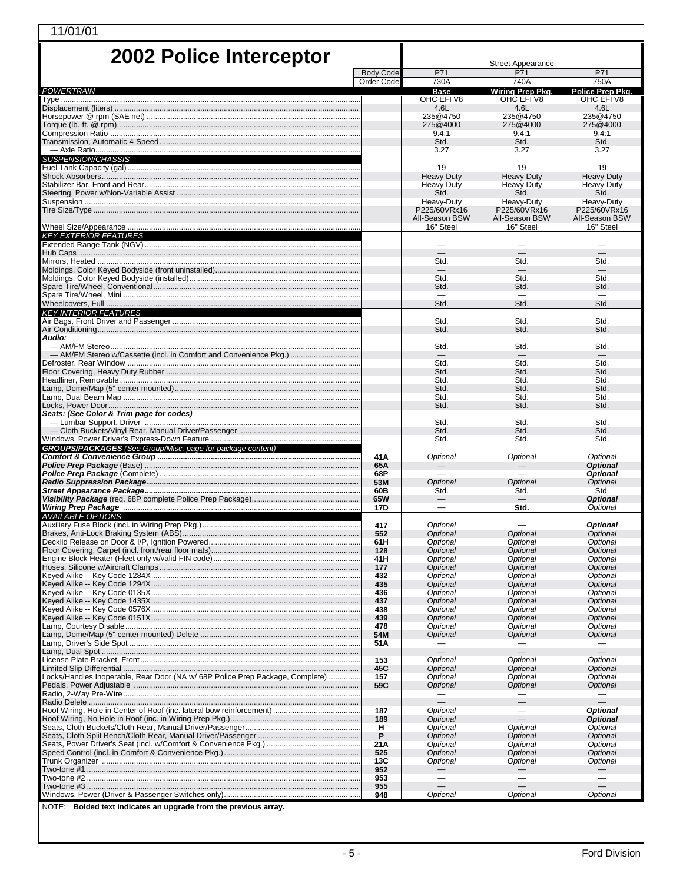11/01/01

# 2002 Police Interceptor

| | | Street Appearance | | |
|---|---|---|---|---|
| | Body Code | P71 | P71 | P71 |
| | Order Code | 730A | 740A | 750A |
| *POWERTRAIN* | | **Base** | **Wiring Prep Pkg.** | **Police Prep Pkg.** |
| Type | | OHC EFI V8 | OHC EFI V8 | OHC EFI V8 |
| Displacement (liters) | | 4.6L | 4.6L | 4.6L |
| Horsepower @ rpm (SAE net) | | 235@4750 | 235@4750 | 235@4750 |
| Torque (lb.-ft. @ rpm) | | 275@4000 | 275@4000 | 275@4000 |
| Compression Ratio | | 9.4:1 | 9.4:1 | 9.4:1 |
| Transmission, Automatic 4-Speed | | Std. | Std. | Std. |
| — Axle Ratio | | 3.27 | 3.27 | 3.27 |
| *SUSPENSION/CHASSIS* | | | | |
| Fuel Tank Capacity (gal) | | 19 | 19 | 19 |
| Shock Absorbers | | Heavy-Duty | Heavy-Duty | Heavy-Duty |
| Stabilizer Bar, Front and Rear | | Heavy-Duty | Heavy-Duty | Heavy-Duty |
| Steering, Power w/Non-Variable Assist | | Std. | Std. | Std. |
| Suspension | | Heavy-Duty | Heavy-Duty | Heavy-Duty |
| Tire Size/Type | | P225/60VRx16 All-Season BSW | P225/60VRx16 All-Season BSW | P225/60VRx16 All-Season BSW |
| Wheel Size/Appearance | | 16" Steel | 16" Steel | 16" Steel |
| *KEY EXTERIOR FEATURES* | | | | |
| Extended Range Tank (NGV) | | — | — | — |
| Hub Caps | | — | — | — |
| Mirrors, Heated | | Std. | Std. | Std. |
| Moldings, Color Keyed Bodyside (front uninstalled) | | — | — | — |
| Moldings, Color Keyed Bodyside (installed) | | Std. | Std. | Std. |
| Spare Tire/Wheel, Conventional | | Std. | Std. | Std. |
| Spare Tire/Wheel, Mini | | — | — | — |
| Wheelcovers, Full | | Std. | Std. | Std. |
| *KEY INTERIOR FEATURES* | | | | |
| Air Bags, Front Driver and Passenger | | Std. | Std. | Std. |
| Air Conditioning | | Std. | Std. | Std. |
| ***Audio:*** | | | | |
| — AM/FM Stereo | | Std. | Std. | Std. |
| — AM/FM Stereo w/Cassette (incl. in Comfort and Convenience Pkg.) | | — | — | — |
| Defroster, Rear Window | | Std. | Std. | Std. |
| Floor Covering, Heavy Duty Rubber | | Std. | Std. | Std. |
| Headliner, Removable | | Std. | Std. | Std. |
| Lamp, Dome/Map (5" center mounted) | | Std. | Std. | Std. |
| Lamp, Dual Beam Map | | Std. | Std. | Std. |
| Locks, Power Door | | Std. | Std. | Std. |
| ***Seats: (See Color & Trim page for codes)*** | | | | |
| — Lumbar Support, Driver | | Std. | Std. | Std. |
| — Cloth Buckets/Vinyl Rear, Manual Driver/Passenger | | Std. | Std. | Std. |
| Windows, Power Driver's Express-Down Feature | | Std. | Std. | Std. |
| ***GROUPS/PACKAGES** (See Group/Misc. page for package content)* | | | | |
| ***Comfort & Convenience Group*** | **41A** | *Optional* | *Optional* | *Optional* |
| ***Police Prep Package*** (Base) | **65A** | — | — | ***Optional*** |
| ***Police Prep Package*** (Complete) | **68P** | — | — | ***Optional*** |
| ***Radio Suppression Package*** | **53M** | *Optional* | *Optional* | *Optional* |
| ***Street Appearance Package*** | **60B** | Std. | Std. | Std. |
| ***Visibility Package*** (req. 68P complete Police Prep Package) | **65W** | — | — | ***Optional*** |
| ***Wiring Prep Package*** | **17D** | — | **Std.** | *Optional* |
| *AVAILABLE OPTIONS* | | | | |
| Auxiliary Fuse Block (incl. in Wiring Prep Pkg.) | **417** | *Optional* | — | ***Optional*** |
| Brakes, Anti-Lock Braking System (ABS) | **552** | *Optional* | *Optional* | *Optional* |
| Decklid Release on Door & I/P, Ignition Powered | **61H** | *Optional* | *Optional* | *Optional* |
| Floor Covering, Carpet (incl. front/rear floor mats) | **128** | *Optional* | *Optional* | *Optional* |
| Engine Block Heater (Fleet only w/valid FIN code) | **41H** | *Optional* | *Optional* | *Optional* |
| Hoses, Silicone w/Aircraft Clamps | **177** | *Optional* | *Optional* | *Optional* |
| Keyed Alike -- Key Code 1284X | **432** | *Optional* | *Optional* | *Optional* |
| Keyed Alike -- Key Code 1294X | **435** | *Optional* | *Optional* | *Optional* |
| Keyed Alike -- Key Code 0135X | **436** | *Optional* | *Optional* | *Optional* |
| Keyed Alike -- Key Code 1435X | **437** | *Optional* | *Optional* | *Optional* |
| Keyed Alike -- Key Code 0576X | **438** | *Optional* | *Optional* | *Optional* |
| Keyed Alike -- Key Code 0151X | **439** | *Optional* | *Optional* | *Optional* |
| Lamp, Courtesy Disable | **478** | *Optional* | *Optional* | *Optional* |
| Lamp, Dome/Map (5" center mounted) Delete | **54M** | *Optional* | *Optional* | *Optional* |
| Lamp, Driver's Side Spot | **51A** | — | — | — |
| Lamp, Dual Spot | | — | — | — |
| License Plate Bracket, Front | **153** | *Optional* | *Optional* | *Optional* |
| Limited Slip Differential | **45C** | *Optional* | *Optional* | *Optional* |
| Locks/Handles Inoperable, Rear Door (NA w/ 68P Police Prep Package, Complete) | **157** | *Optional* | *Optional* | *Optional* |
| Pedals, Power Adjustable | **59C** | *Optional* | *Optional* | *Optional* |
| Radio, 2-Way Pre-Wire | | — | — | — |
| Radio Delete | | — | — | — |
| Roof Wiring, Hole in Center of Roof (inc. lateral bow reinforcement) | **187** | *Optional* | — | ***Optional*** |
| Roof Wiring, No Hole in Roof (inc. in Wiring Prep Pkg.) | **189** | *Optional* | — | ***Optional*** |
| Seats, Cloth Buckets/Cloth Rear, Manual Driver/Passenger | **H** | *Optional* | *Optional* | *Optional* |
| Seats, Cloth Split Bench/Cloth Rear, Manual Driver/Passenger | **P** | *Optional* | *Optional* | *Optional* |
| Seats, Power Driver's Seat (incl. w/Comfort & Convenience Pkg.) | **21A** | *Optional* | *Optional* | *Optional* |
| Speed Control (incl. in Comfort & Convenience Pkg.) | **525** | *Optional* | *Optional* | *Optional* |
| Trunk Organizer | **13C** | *Optional* | *Optional* | *Optional* |
| Two-tone #1 | **952** | — | — | — |
| Two-tone #2 | **953** | — | — | — |
| Two-tone #3 | **955** | — | — | — |
| Windows, Power (Driver & Passenger Switches only) | **948** | *Optional* | *Optional* | *Optional* |

NOTE: **Bolded text indicates an upgrade from the previous array.**

Ford Division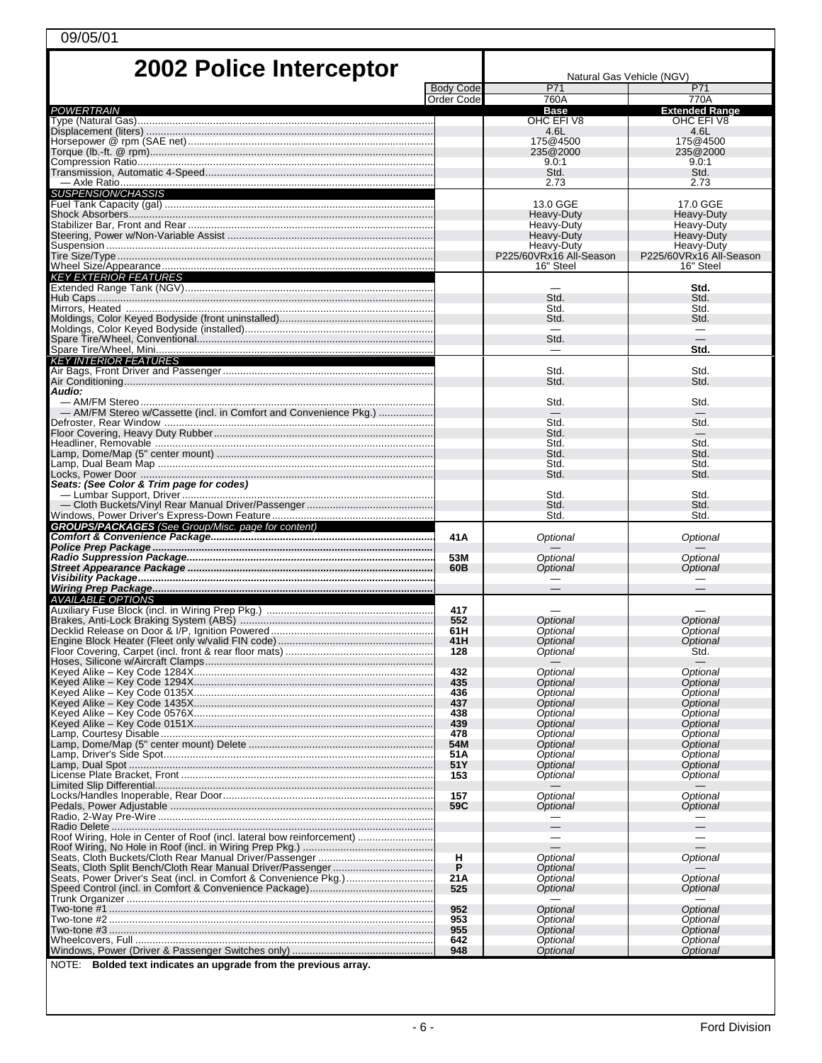09/05/01

# 2002 Police Interceptor

| | | Natural Gas Vehicle (NGV) | |
|---|---|---|---|
| | Body Code | P71 | P71 |
| | Order Code | 760A | 770A |
| *POWERTRAIN* | | **Base** | **Extended Range** |
| Type (Natural Gas) | | OHC EFI V8 | OHC EFI V8 |
| Displacement (liters) | | 4.6L | 4.6L |
| Horsepower @ rpm (SAE net) | | 175@4500 | 175@4500 |
| Torque (lb.-ft. @ rpm) | | 235@2000 | 235@2000 |
| Compression Ratio | | 9.0:1 | 9.0:1 |
| Transmission, Automatic 4-Speed | | Std. | Std. |
| — Axle Ratio | | 2.73 | 2.73 |
| *SUSPENSION/CHASSIS* | | | |
| Fuel Tank Capacity (gal) | | 13.0 GGE | 17.0 GGE |
| Shock Absorbers | | Heavy-Duty | Heavy-Duty |
| Stabilizer Bar, Front and Rear | | Heavy-Duty | Heavy-Duty |
| Steering, Power w/Non-Variable Assist | | Heavy-Duty | Heavy-Duty |
| Suspension | | Heavy-Duty | Heavy-Duty |
| Tire Size/Type | | P225/60VRx16 All-Season | P225/60VRx16 All-Season |
| Wheel Size/Appearance | | 16" Steel | 16" Steel |
| *KEY EXTERIOR FEATURES* | | | |
| Extended Range Tank (NGV) | | — | **Std.** |
| Hub Caps | | Std. | Std. |
| Mirrors, Heated | | Std. | Std. |
| Moldings, Color Keyed Bodyside (front uninstalled) | | Std. | Std. |
| Moldings, Color Keyed Bodyside (installed) | | — | — |
| Spare Tire/Wheel, Conventional | | Std. | — |
| Spare Tire/Wheel, Mini | | — | **Std.** |
| *KEY INTERIOR FEATURES* | | | |
| Air Bags, Front Driver and Passenger | | Std. | Std. |
| Air Conditioning | | Std. | Std. |
| ***Audio:*** | | | |
| — AM/FM Stereo | | Std. | Std. |
| — AM/FM Stereo w/Cassette (incl. in Comfort and Convenience Pkg.) | | — | — |
| Defroster, Rear Window | | Std. | Std. |
| Floor Covering, Heavy Duty Rubber | | Std. | — |
| Headliner, Removable | | Std. | Std. |
| Lamp, Dome/Map (5" center mount) | | Std. | Std. |
| Lamp, Dual Beam Map | | Std. | Std. |
| Locks, Power Door | | Std. | Std. |
| ***Seats: (See Color & Trim page for codes)*** | | | |
| — Lumbar Support, Driver | | Std. | Std. |
| — Cloth Buckets/Vinyl Rear Manual Driver/Passenger | | Std. | Std. |
| Windows, Power Driver's Express-Down Feature | | Std. | Std. |
| ***GROUPS/PACKAGES*** *(See Group/Misc. page for content)* | | | |
| ***Comfort & Convenience Package*** | **41A** | *Optional* | *Optional* |
| ***Police Prep Package*** | | — | — |
| ***Radio Suppression Package*** | **53M** | *Optional* | *Optional* |
| ***Street Appearance Package*** | **60B** | *Optional* | *Optional* |
| ***Visibility Package*** | | — | — |
| ***Wiring Prep Package*** | | — | — |
| *AVAILABLE OPTIONS* | | | |
| Auxiliary Fuse Block (incl. in Wiring Prep Pkg.) | **417** | — | — |
| Brakes, Anti-Lock Braking System (ABS) | **552** | *Optional* | *Optional* |
| Decklid Release on Door & I/P, Ignition Powered | **61H** | *Optional* | *Optional* |
| Engine Block Heater (Fleet only w/valid FIN code) | **41H** | *Optional* | *Optional* |
| Floor Covering, Carpet (incl. front & rear floor mats) | **128** | *Optional* | Std. |
| Hoses, Silicone w/Aircraft Clamps | | — | — |
| Keyed Alike – Key Code 1284X | **432** | *Optional* | *Optional* |
| Keyed Alike – Key Code 1294X | **435** | *Optional* | *Optional* |
| Keyed Alike – Key Code 0135X | **436** | *Optional* | *Optional* |
| Keyed Alike – Key Code 1435X | **437** | *Optional* | *Optional* |
| Keyed Alike – Key Code 0576X | **438** | *Optional* | *Optional* |
| Keyed Alike – Key Code 0151X | **439** | *Optional* | *Optional* |
| Lamp, Courtesy Disable | **478** | *Optional* | *Optional* |
| Lamp, Dome/Map (5" center mount) Delete | **54M** | *Optional* | *Optional* |
| Lamp, Driver's Side Spot | **51A** | *Optional* | *Optional* |
| Lamp, Dual Spot | **51Y** | *Optional* | *Optional* |
| License Plate Bracket, Front | **153** | *Optional* | *Optional* |
| Limited Slip Differential | | — | — |
| Locks/Handles Inoperable, Rear Door | **157** | *Optional* | *Optional* |
| Pedals, Power Adjustable | **59C** | *Optional* | *Optional* |
| Radio, 2-Way Pre-Wire | | — | — |
| Radio Delete | | — | — |
| Roof Wiring, Hole in Center of Roof (incl. lateral bow reinforcement) | | — | — |
| Roof Wiring, No Hole in Roof (incl. in Wiring Prep Pkg.) | | — | — |
| Seats, Cloth Buckets/Cloth Rear Manual Driver/Passenger | **H** | *Optional* | *Optional* |
| Seats, Cloth Split Bench/Cloth Rear Manual Driver/Passenger | **P** | *Optional* | — |
| Seats, Power Driver's Seat (incl. in Comfort & Convenience Pkg.) | **21A** | *Optional* | *Optional* |
| Speed Control (incl. in Comfort & Convenience Package) | **525** | *Optional* | *Optional* |
| Trunk Organizer | | — | — |
| Two-tone #1 | **952** | *Optional* | *Optional* |
| Two-tone #2 | **953** | *Optional* | *Optional* |
| Two-tone #3 | **955** | *Optional* | *Optional* |
| Wheelcovers, Full | **642** | *Optional* | *Optional* |
| Windows, Power (Driver & Passenger Switches only) | **948** | *Optional* | *Optional* |

NOTE: **Bolded text indicates an upgrade from the previous array.**

Ford Division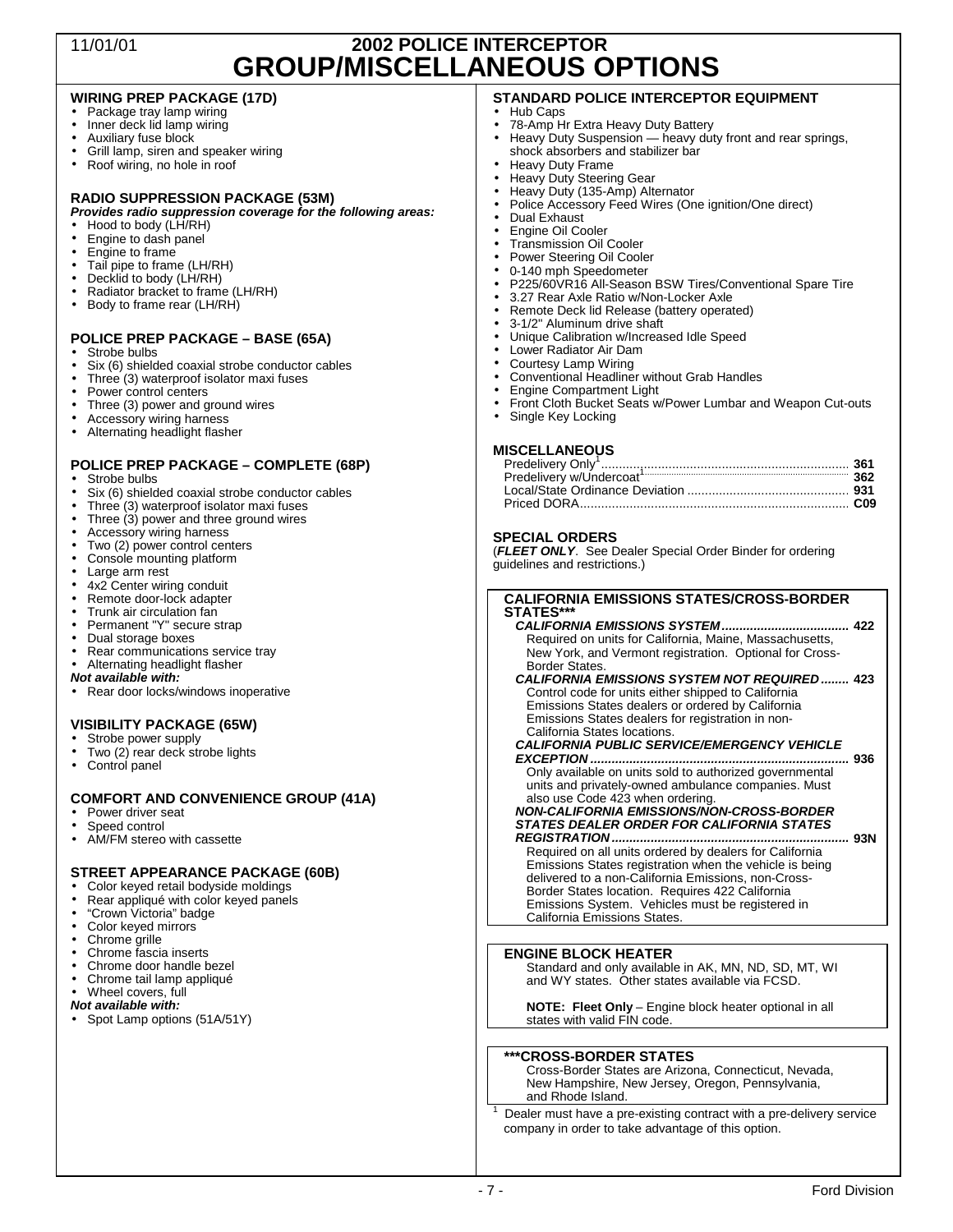# 2002 POLICE INTERCEPTOR
# GROUP/MISCELLANEOUS OPTIONS

11/01/01

### WIRING PREP PACKAGE (17D)

- Package tray lamp wiring
- Inner deck lid lamp wiring
- Auxiliary fuse block
- Grill lamp, siren and speaker wiring
- Roof wiring, no hole in roof

### RADIO SUPPRESSION PACKAGE (53M)

***Provides radio suppression coverage for the following areas:***

- Hood to body (LH/RH)
- Engine to dash panel
- Engine to frame
- Tail pipe to frame (LH/RH)
- Decklid to body (LH/RH)
- Radiator bracket to frame (LH/RH)
- Body to frame rear (LH/RH)

### POLICE PREP PACKAGE – BASE (65A)

- Strobe bulbs
- Six (6) shielded coaxial strobe conductor cables
- Three (3) waterproof isolator maxi fuses
- Power control centers
- Three (3) power and ground wires
- Accessory wiring harness
- Alternating headlight flasher

### POLICE PREP PACKAGE – COMPLETE (68P)

- Strobe bulbs
- Six (6) shielded coaxial strobe conductor cables
- Three (3) waterproof isolator maxi fuses
- Three (3) power and three ground wires
- Accessory wiring harness
- Two (2) power control centers
- Console mounting platform
- Large arm rest
- 4x2 Center wiring conduit
- Remote door-lock adapter
- Trunk air circulation fan
- Permanent "Y" secure strap
- Dual storage boxes
- Rear communications service tray
- Alternating headlight flasher

***Not available with:***

- Rear door locks/windows inoperative

### VISIBILITY PACKAGE (65W)

- Strobe power supply
- Two (2) rear deck strobe lights
- Control panel

### COMFORT AND CONVENIENCE GROUP (41A)

- Power driver seat
- Speed control
- AM/FM stereo with cassette

### STREET APPEARANCE PACKAGE (60B)

- Color keyed retail bodyside moldings
- Rear appliqué with color keyed panels
- "Crown Victoria" badge
- Color keyed mirrors
- Chrome grille
- Chrome fascia inserts
- Chrome door handle bezel
- Chrome tail lamp appliqué
- Wheel covers, full

***Not available with:***

- Spot Lamp options (51A/51Y)

### STANDARD POLICE INTERCEPTOR EQUIPMENT

- Hub Caps
- 78-Amp Hr Extra Heavy Duty Battery
- Heavy Duty Suspension — heavy duty front and rear springs, shock absorbers and stabilizer bar
- Heavy Duty Frame
- Heavy Duty Steering Gear
- Heavy Duty (135-Amp) Alternator
- Police Accessory Feed Wires (One ignition/One direct)
- Dual Exhaust
- Engine Oil Cooler
- Transmission Oil Cooler
- Power Steering Oil Cooler
- 0-140 mph Speedometer
- P225/60VR16 All-Season BSW Tires/Conventional Spare Tire
- 3.27 Rear Axle Ratio w/Non-Locker Axle
- Remote Deck lid Release (battery operated)
- 3-1/2" Aluminum drive shaft
- Unique Calibration w/Increased Idle Speed
- Lower Radiator Air Dam
- Courtesy Lamp Wiring
- Conventional Headliner without Grab Handles
- Engine Compartment Light
- Front Cloth Bucket Seats w/Power Lumbar and Weapon Cut-outs
- Single Key Locking

### MISCELLANEOUS

| | |
|---|---|
| Predelivery Only[1] | **361** |
| Predelivery w/Undercoat[1] | **362** |
| Local/State Ordinance Deviation | **931** |
| Priced DORA | **C09** |

### SPECIAL ORDERS

(***FLEET ONLY***. See Dealer Special Order Binder for ordering guidelines and restrictions.)

### CALIFORNIA EMISSIONS STATES/CROSS-BORDER STATES***

***CALIFORNIA EMISSIONS SYSTEM*** .................................... **422**
Required on units for California, Maine, Massachusetts, New York, and Vermont registration. Optional for Cross-Border States.

***CALIFORNIA EMISSIONS SYSTEM NOT REQUIRED*** ........ **423**
Control code for units either shipped to California Emissions States dealers or ordered by California Emissions States dealers for registration in non-California States locations.

***CALIFORNIA PUBLIC SERVICE/EMERGENCY VEHICLE EXCEPTION*** ........................................................................ **936**
Only available on units sold to authorized governmental units and privately-owned ambulance companies. Must also use Code 423 when ordering.

***NON-CALIFORNIA EMISSIONS/NON-CROSS-BORDER STATES DEALER ORDER FOR CALIFORNIA STATES REGISTRATION*** .................................................................. **93N**
Required on all units ordered by dealers for California Emissions States registration when the vehicle is being delivered to a non-California Emissions, non-Cross-Border States location. Requires 422 California Emissions System. Vehicles must be registered in California Emissions States.

### ENGINE BLOCK HEATER

Standard and only available in AK, MN, ND, SD, MT, WI and WY states. Other states available via FCSD.

**NOTE: Fleet Only** – Engine block heater optional in all states with valid FIN code.

### ***CROSS-BORDER STATES

Cross-Border States are Arizona, Connecticut, Nevada, New Hampshire, New Jersey, Oregon, Pennsylvania, and Rhode Island.

[1] Dealer must have a pre-existing contract with a pre-delivery service company in order to take advantage of this option.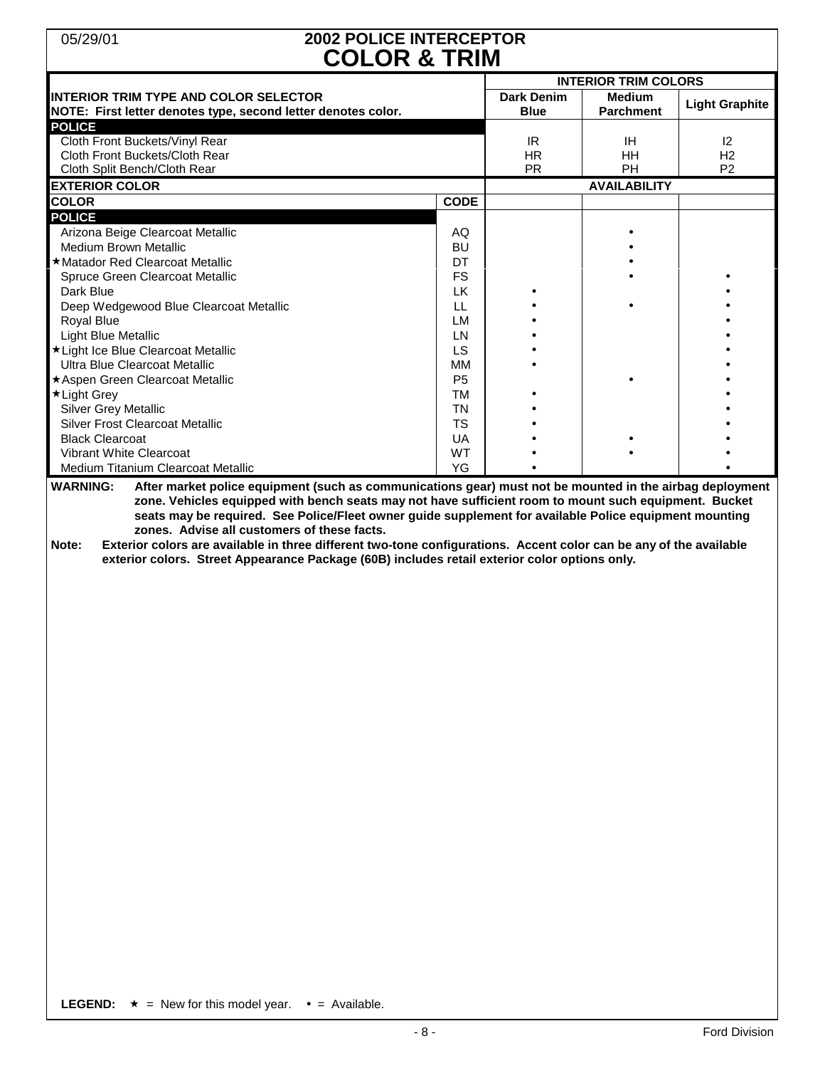05/29/01

# 2002 POLICE INTERCEPTOR
# COLOR & TRIM

| INTERIOR TRIM TYPE AND COLOR SELECTOR<br>NOTE: First letter denotes type, second letter denotes color. | | INTERIOR TRIM COLORS | | |
|---|---|---|---|---|
| | | **Dark Denim Blue** | **Medium Parchment** | **Light Graphite** |
| **POLICE** | | | | |
| Cloth Front Buckets/Vinyl Rear | | IR | IH | I2 |
| Cloth Front Buckets/Cloth Rear | | HR | HH | H2 |
| Cloth Split Bench/Cloth Rear | | PR | PH | P2 |
| **EXTERIOR COLOR** | | **AVAILABILITY** | | |
| **COLOR** | **CODE** | | | |
| **POLICE** | | | | |
| Arizona Beige Clearcoat Metallic | AQ | | • | |
| Medium Brown Metallic | BU | | • | |
| ★Matador Red Clearcoat Metallic | DT | | • | |
| Spruce Green Clearcoat Metallic | FS | | • | • |
| Dark Blue | LK | • | | • |
| Deep Wedgewood Blue Clearcoat Metallic | LL | • | • | • |
| Royal Blue | LM | • | | • |
| Light Blue Metallic | LN | • | | • |
| ★Light Ice Blue Clearcoat Metallic | LS | • | | • |
| Ultra Blue Clearcoat Metallic | MM | • | | • |
| ★Aspen Green Clearcoat Metallic | P5 | | • | • |
| ★Light Grey | TM | • | | • |
| Silver Grey Metallic | TN | • | | • |
| Silver Frost Clearcoat Metallic | TS | • | | • |
| Black Clearcoat | UA | • | • | • |
| Vibrant White Clearcoat | WT | • | • | • |
| Medium Titanium Clearcoat Metallic | YG | • | | • |

**WARNING: After market police equipment (such as communications gear) must not be mounted in the airbag deployment zone. Vehicles equipped with bench seats may not have sufficient room to mount such equipment. Bucket seats may be required. See Police/Fleet owner guide supplement for available Police equipment mounting zones. Advise all customers of these facts.**

**Note: Exterior colors are available in three different two-tone configurations. Accent color can be any of the available exterior colors. Street Appearance Package (60B) includes retail exterior color options only.**

**LEGEND:** ★ = New for this model year. • = Available.

Ford Division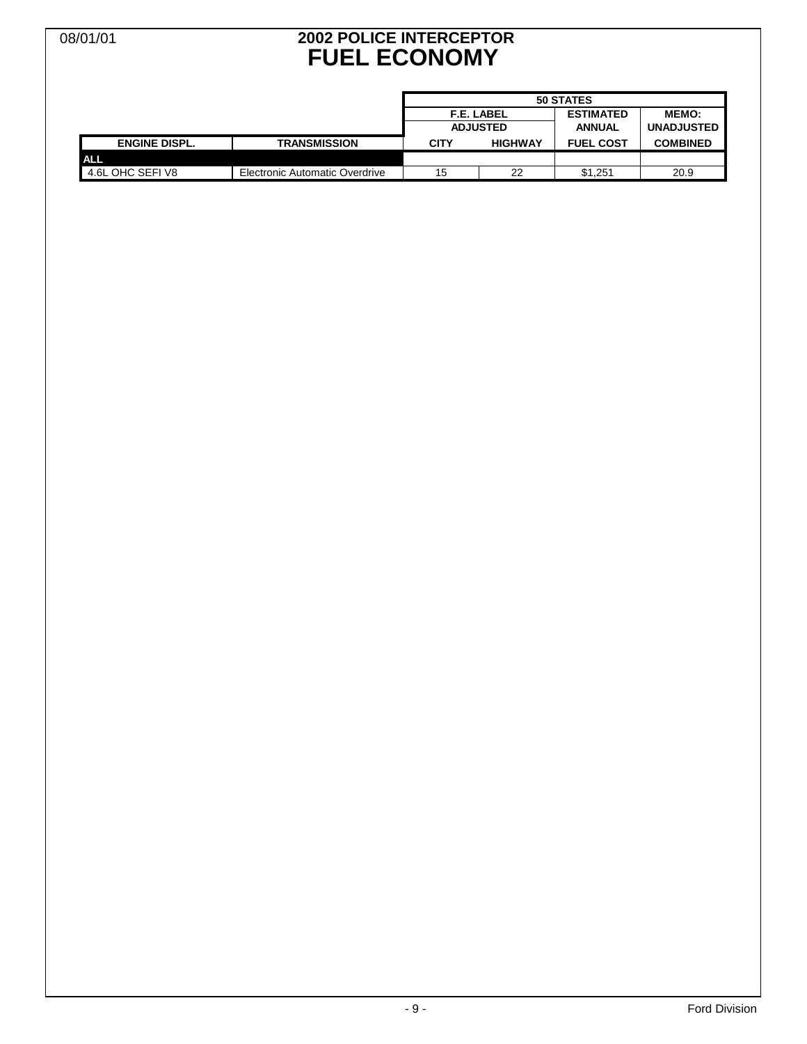08/01/01

# 2002 POLICE INTERCEPTOR
## FUEL ECONOMY

| | | 50 STATES | | | |
|---|---|---|---|---|---|
| | | F.E. LABEL ADJUSTED | | ESTIMATED ANNUAL | MEMO: UNADJUSTED |
| **ENGINE DISPL.** | **TRANSMISSION** | **CITY** | **HIGHWAY** | **FUEL COST** | **COMBINED** |
| **ALL** | | | | | |
| 4.6L OHC SEFI V8 | Electronic Automatic Overdrive | 15 | 22 | $1,251 | 20.9 |

Ford Division